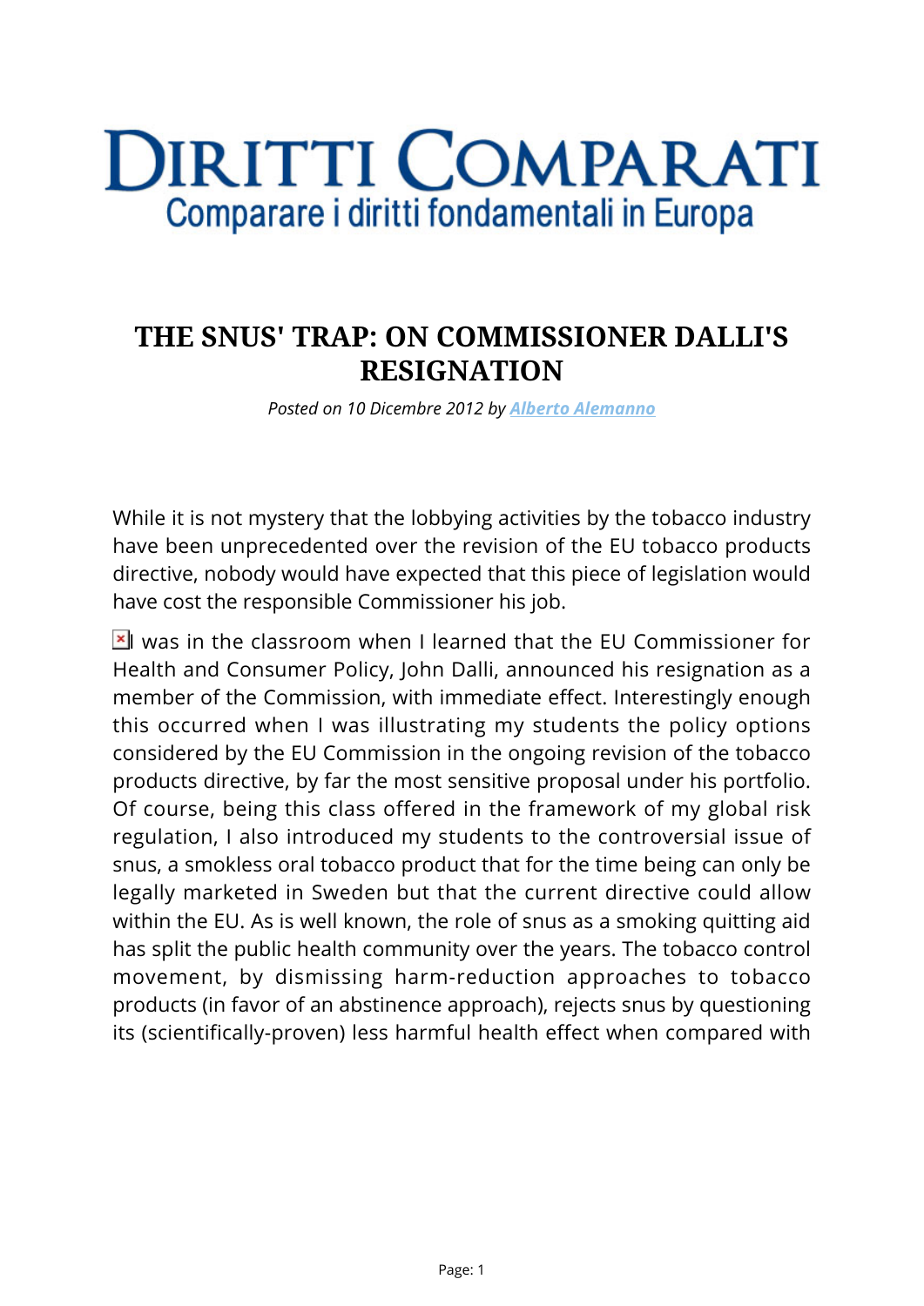# DIRITTI COMPARATI

Comparare i diritti fondamentali in Europa

## THE SNUS' TRAP: ON COMMISSIONER DALLI'S RESIGNATION

*Posted on 10 Dicembre 2012 by Alberto Alemanno*

While it is not mystery that the lobbying activities by the tobacco industry have been unprecedented over the revision of the EU tobacco products directive, nobody would have expected that this piece of legislation would have cost the responsible Commissioner his job.

I was in the classroom when I learned that the EU Commissioner for Health and Consumer Policy, John Dalli, announced his resignation as a member of the Commission, with immediate effect. Interestingly enough this occurred when I was illustrating my students the policy options considered by the EU Commission in the ongoing revision of the tobacco products directive, by far the most sensitive proposal under his portfolio. Of course, being this class offered in the framework of my global risk regulation, I also introduced my students to the controversial issue of snus, a smokless oral tobacco product that for the time being can only be legally marketed in Sweden but that the current directive could allow within the EU. As is well known, the role of snus as a smoking quitting aid has split the public health community over the years. The tobacco control movement, by dismissing harm-reduction approaches to tobacco products (in favor of an abstinence approach), rejects snus by questioning its (scientifically-proven) less harmful health effect when compared with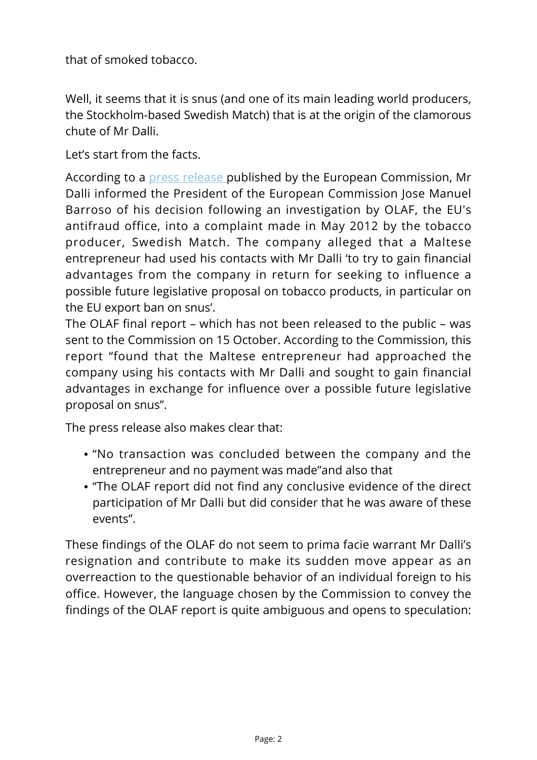that of smoked tobacco.

Well, it seems that it is snus (and one of its main leading world producers, the Stockholm-based Swedish Match) that is at the origin of the clamorous chute of Mr Dalli.

Let's start from the facts.

According to a press release published by the European Commission, Mr Dalli informed the President of the European Commission Jose Manuel Barroso of his decision following an investigation by OLAF, the EU's antifraud office, into a complaint made in May 2012 by the tobacco producer, Swedish Match. The company alleged that a Maltese entrepreneur had used his contacts with Mr Dalli 'to try to gain financial advantages from the company in return for seeking to influence a possible future legislative proposal on tobacco products, in particular on the EU export ban on snus'.

The OLAF final report – which has not been released to the public – was sent to the Commission on 15 October. According to the Commission, this report "found that the Maltese entrepreneur had approached the company using his contacts with Mr Dalli and sought to gain financial advantages in exchange for influence over a possible future legislative proposal on snus".

The press release also makes clear that:

- "No transaction was concluded between the company and the entrepreneur and no payment was made"and also that
- "The OLAF report did not find any conclusive evidence of the direct participation of Mr Dalli but did consider that he was aware of these events".

These findings of the OLAF do not seem to prima facie warrant Mr Dalli's resignation and contribute to make its sudden move appear as an overreaction to the questionable behavior of an individual foreign to his office. However, the language chosen by the Commission to convey the findings of the OLAF report is quite ambiguous and opens to speculation: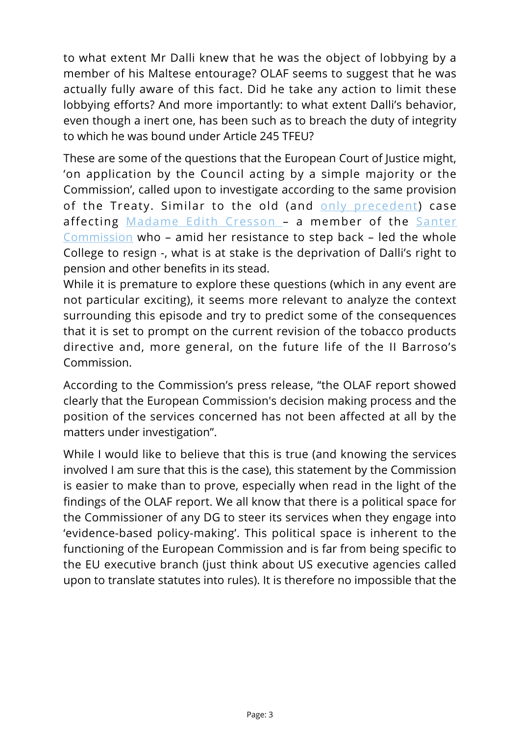to what extent Mr Dalli knew that he was the object of lobbying by a member of his Maltese entourage? OLAF seems to suggest that he was actually fully aware of this fact. Did he take any action to limit these lobbying efforts? And more importantly: to what extent Dalli's behavior, even though a inert one, has been such as to breach the duty of integrity to which he was bound under Article 245 TFEU?

These are some of the questions that the European Court of Justice might, 'on application by the Council acting by a simple majority or the Commission', called upon to investigate according to the same provision of the Treaty. Similar to the old (and only precedent) case affecting Madame Edith Cresson – a member of the Santer Commission who – amid her resistance to step back – led the whole College to resign -, what is at stake is the deprivation of Dalli's right to pension and other benefits in its stead.
While it is premature to explore these questions (which in any event are not particular exciting), it seems more relevant to analyze the context surrounding this episode and try to predict some of the consequences that it is set to prompt on the current revision of the tobacco products directive and, more general, on the future life of the II Barroso's Commission.

According to the Commission's press release, "the OLAF report showed clearly that the European Commission's decision making process and the position of the services concerned has not been affected at all by the matters under investigation".

While I would like to believe that this is true (and knowing the services involved I am sure that this is the case), this statement by the Commission is easier to make than to prove, especially when read in the light of the findings of the OLAF report. We all know that there is a political space for the Commissioner of any DG to steer its services when they engage into 'evidence-based policy-making'. This political space is inherent to the functioning of the European Commission and is far from being specific to the EU executive branch (just think about US executive agencies called upon to translate statutes into rules). It is therefore no impossible that the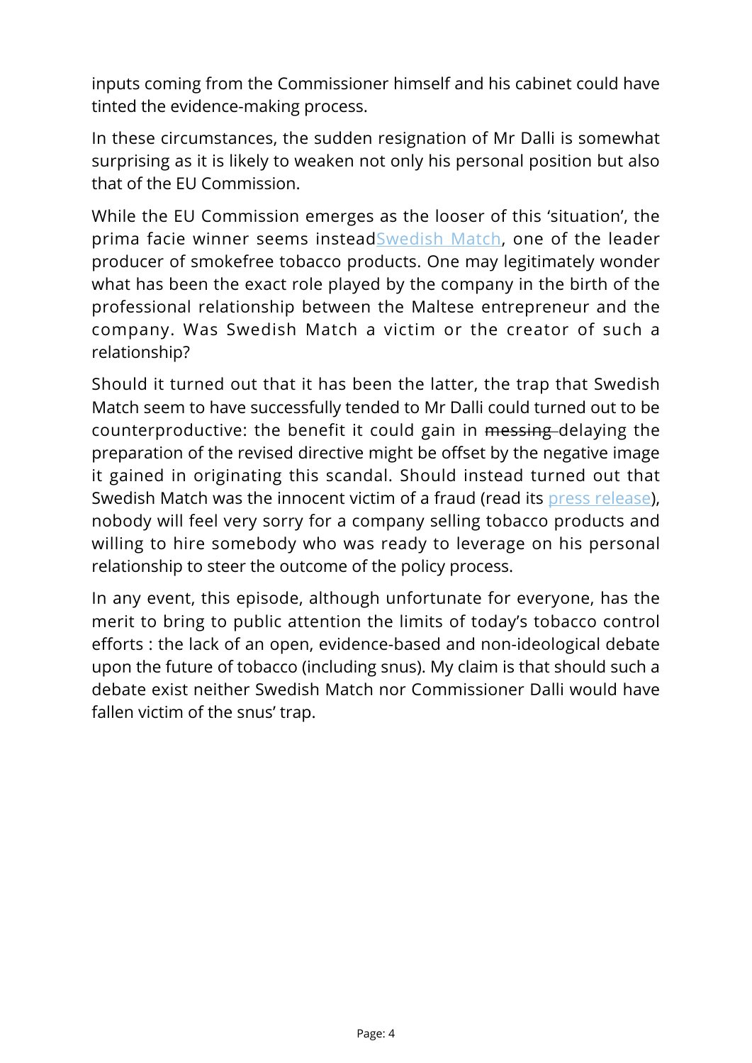inputs coming from the Commissioner himself and his cabinet could have tinted the evidence-making process.

In these circumstances, the sudden resignation of Mr Dalli is somewhat surprising as it is likely to weaken not only his personal position but also that of the EU Commission.

While the EU Commission emerges as the looser of this 'situation', the prima facie winner seems insteadSwedish Match, one of the leader producer of smokefree tobacco products. One may legitimately wonder what has been the exact role played by the company in the birth of the professional relationship between the Maltese entrepreneur and the company. Was Swedish Match a victim or the creator of such a relationship?

Should it turned out that it has been the latter, the trap that Swedish Match seem to have successfully tended to Mr Dalli could turned out to be counterproductive: the benefit it could gain in ~~messing~~ delaying the preparation of the revised directive might be offset by the negative image it gained in originating this scandal. Should instead turned out that Swedish Match was the innocent victim of a fraud (read its press release), nobody will feel very sorry for a company selling tobacco products and willing to hire somebody who was ready to leverage on his personal relationship to steer the outcome of the policy process.

In any event, this episode, although unfortunate for everyone, has the merit to bring to public attention the limits of today's tobacco control efforts : the lack of an open, evidence-based and non-ideological debate upon the future of tobacco (including snus). My claim is that should such a debate exist neither Swedish Match nor Commissioner Dalli would have fallen victim of the snus' trap.